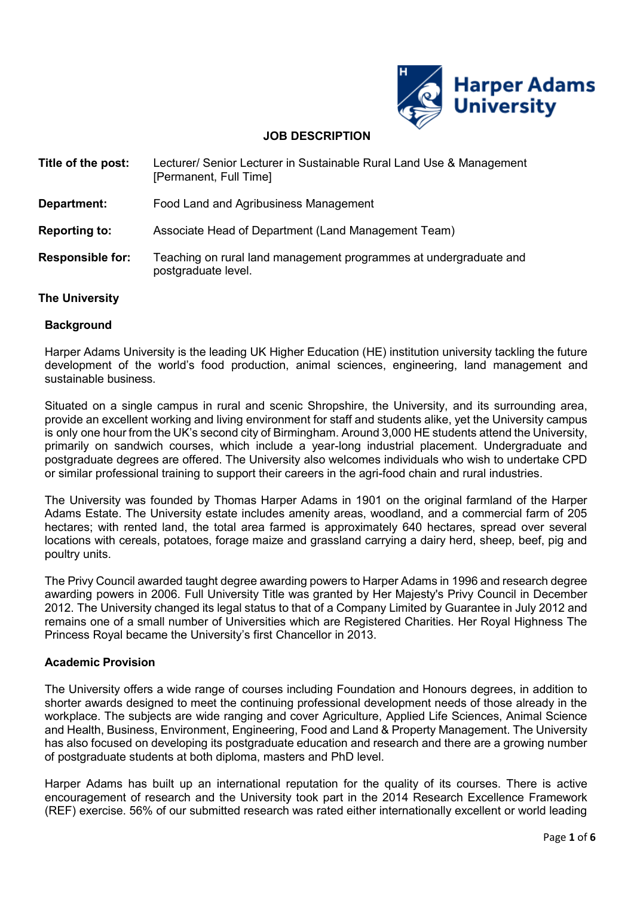# JOB DESCRIPTION

**Title of the post:** Lecturer/ Senior Lecturer in Sustainable Rural Land Use & Management [Permanent, Full Time]

**Department:** Food Land and Agribusiness Management

**Reporting to:** Associate Head of Department (Land Management Team)

**Responsible for:** Teaching on rural land management programmes at undergraduate and postgraduate level.

## The University

### Background

Harper Adams University is the leading UK Higher Education (HE) institution university tackling the future development of the world's food production, animal sciences, engineering, land management and sustainable business.

Situated on a single campus in rural and scenic Shropshire, the University, and its surrounding area, provide an excellent working and living environment for staff and students alike, yet the University campus is only one hour from the UK's second city of Birmingham. Around 3,000 HE students attend the University, primarily on sandwich courses, which include a year-long industrial placement. Undergraduate and postgraduate degrees are offered. The University also welcomes individuals who wish to undertake CPD or similar professional training to support their careers in the agri-food chain and rural industries.

The University was founded by Thomas Harper Adams in 1901 on the original farmland of the Harper Adams Estate. The University estate includes amenity areas, woodland, and a commercial farm of 205 hectares; with rented land, the total area farmed is approximately 640 hectares, spread over several locations with cereals, potatoes, forage maize and grassland carrying a dairy herd, sheep, beef, pig and poultry units.

The Privy Council awarded taught degree awarding powers to Harper Adams in 1996 and research degree awarding powers in 2006. Full University Title was granted by Her Majesty's Privy Council in December 2012. The University changed its legal status to that of a Company Limited by Guarantee in July 2012 and remains one of a small number of Universities which are Registered Charities. Her Royal Highness The Princess Royal became the University's first Chancellor in 2013.

### Academic Provision

The University offers a wide range of courses including Foundation and Honours degrees, in addition to shorter awards designed to meet the continuing professional development needs of those already in the workplace. The subjects are wide ranging and cover Agriculture, Applied Life Sciences, Animal Science and Health, Business, Environment, Engineering, Food and Land & Property Management. The University has also focused on developing its postgraduate education and research and there are a growing number of postgraduate students at both diploma, masters and PhD level.

Harper Adams has built up an international reputation for the quality of its courses. There is active encouragement of research and the University took part in the 2014 Research Excellence Framework (REF) exercise. 56% of our submitted research was rated either internationally excellent or world leading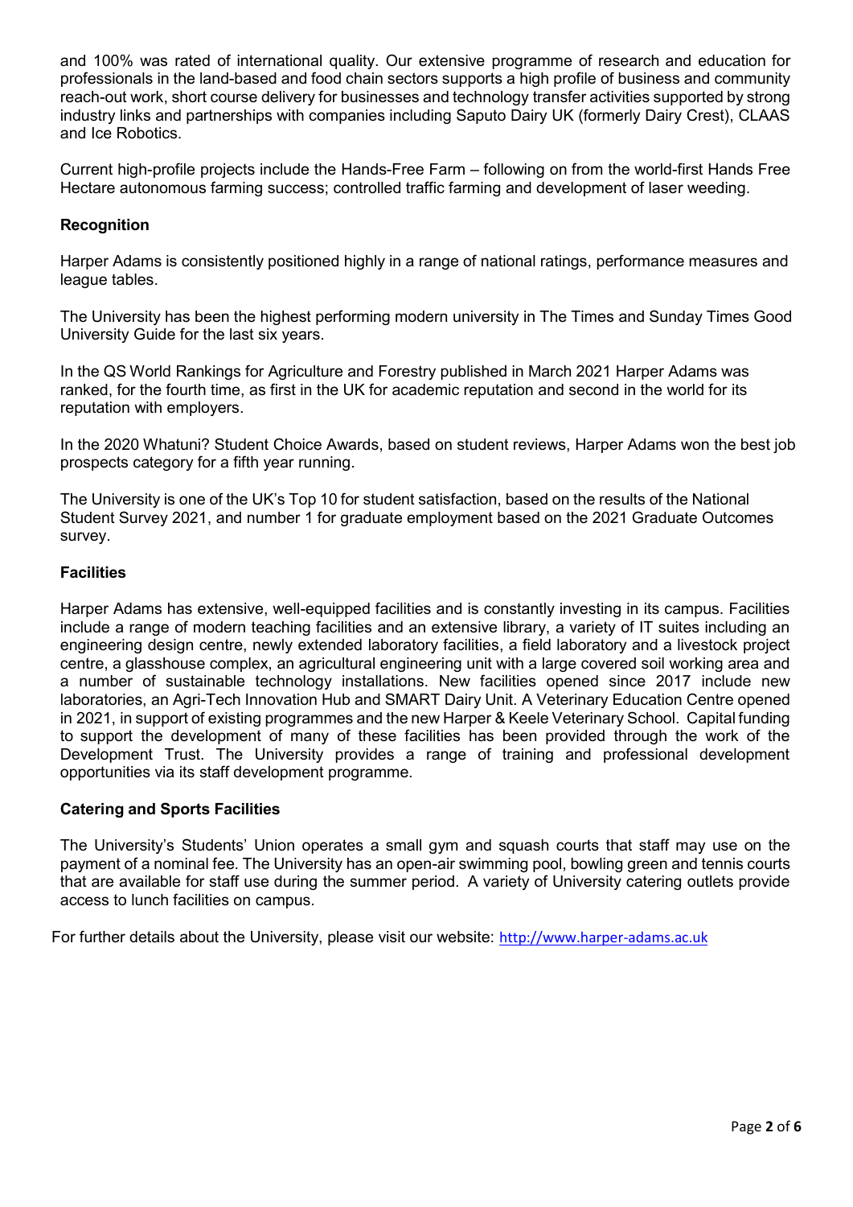and 100% was rated of international quality. Our extensive programme of research and education for professionals in the land-based and food chain sectors supports a high profile of business and community reach-out work, short course delivery for businesses and technology transfer activities supported by strong industry links and partnerships with companies including Saputo Dairy UK (formerly Dairy Crest), CLAAS and Ice Robotics.

Current high-profile projects include the Hands-Free Farm – following on from the world-first Hands Free Hectare autonomous farming success; controlled traffic farming and development of laser weeding.

**Recognition**

Harper Adams is consistently positioned highly in a range of national ratings, performance measures and league tables.

The University has been the highest performing modern university in The Times and Sunday Times Good University Guide for the last six years.

In the QS World Rankings for Agriculture and Forestry published in March 2021 Harper Adams was ranked, for the fourth time, as first in the UK for academic reputation and second in the world for its reputation with employers.

In the 2020 Whatuni? Student Choice Awards, based on student reviews, Harper Adams won the best job prospects category for a fifth year running.

The University is one of the UK's Top 10 for student satisfaction, based on the results of the National Student Survey 2021, and number 1 for graduate employment based on the 2021 Graduate Outcomes survey.

**Facilities**

Harper Adams has extensive, well-equipped facilities and is constantly investing in its campus. Facilities include a range of modern teaching facilities and an extensive library, a variety of IT suites including an engineering design centre, newly extended laboratory facilities, a field laboratory and a livestock project centre, a glasshouse complex, an agricultural engineering unit with a large covered soil working area and a number of sustainable technology installations. New facilities opened since 2017 include new laboratories, an Agri-Tech Innovation Hub and SMART Dairy Unit. A Veterinary Education Centre opened in 2021, in support of existing programmes and the new Harper & Keele Veterinary School. Capital funding to support the development of many of these facilities has been provided through the work of the Development Trust. The University provides a range of training and professional development opportunities via its staff development programme.

**Catering and Sports Facilities**

The University's Students' Union operates a small gym and squash courts that staff may use on the payment of a nominal fee. The University has an open-air swimming pool, bowling green and tennis courts that are available for staff use during the summer period. A variety of University catering outlets provide access to lunch facilities on campus.

For further details about the University, please visit our website: http://www.harper-adams.ac.uk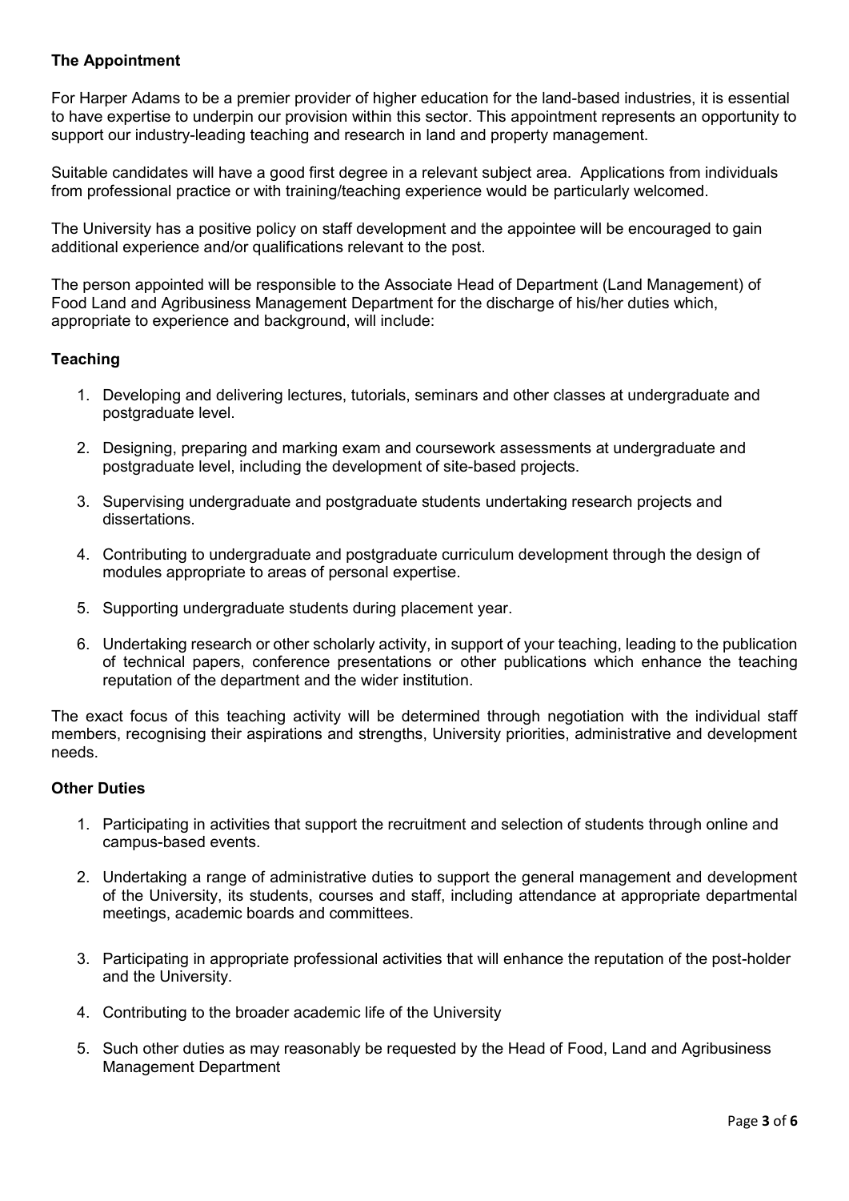## The Appointment

For Harper Adams to be a premier provider of higher education for the land-based industries, it is essential to have expertise to underpin our provision within this sector. This appointment represents an opportunity to support our industry-leading teaching and research in land and property management.

Suitable candidates will have a good first degree in a relevant subject area. Applications from individuals from professional practice or with training/teaching experience would be particularly welcomed.

The University has a positive policy on staff development and the appointee will be encouraged to gain additional experience and/or qualifications relevant to the post.

The person appointed will be responsible to the Associate Head of Department (Land Management) of Food Land and Agribusiness Management Department for the discharge of his/her duties which, appropriate to experience and background, will include:

### Teaching

1. Developing and delivering lectures, tutorials, seminars and other classes at undergraduate and postgraduate level.
2. Designing, preparing and marking exam and coursework assessments at undergraduate and postgraduate level, including the development of site-based projects.
3. Supervising undergraduate and postgraduate students undertaking research projects and dissertations.
4. Contributing to undergraduate and postgraduate curriculum development through the design of modules appropriate to areas of personal expertise.
5. Supporting undergraduate students during placement year.
6. Undertaking research or other scholarly activity, in support of your teaching, leading to the publication of technical papers, conference presentations or other publications which enhance the teaching reputation of the department and the wider institution.

The exact focus of this teaching activity will be determined through negotiation with the individual staff members, recognising their aspirations and strengths, University priorities, administrative and development needs.

### Other Duties

1. Participating in activities that support the recruitment and selection of students through online and campus-based events.
2. Undertaking a range of administrative duties to support the general management and development of the University, its students, courses and staff, including attendance at appropriate departmental meetings, academic boards and committees.
3. Participating in appropriate professional activities that will enhance the reputation of the post-holder and the University.
4. Contributing to the broader academic life of the University
5. Such other duties as may reasonably be requested by the Head of Food, Land and Agribusiness Management Department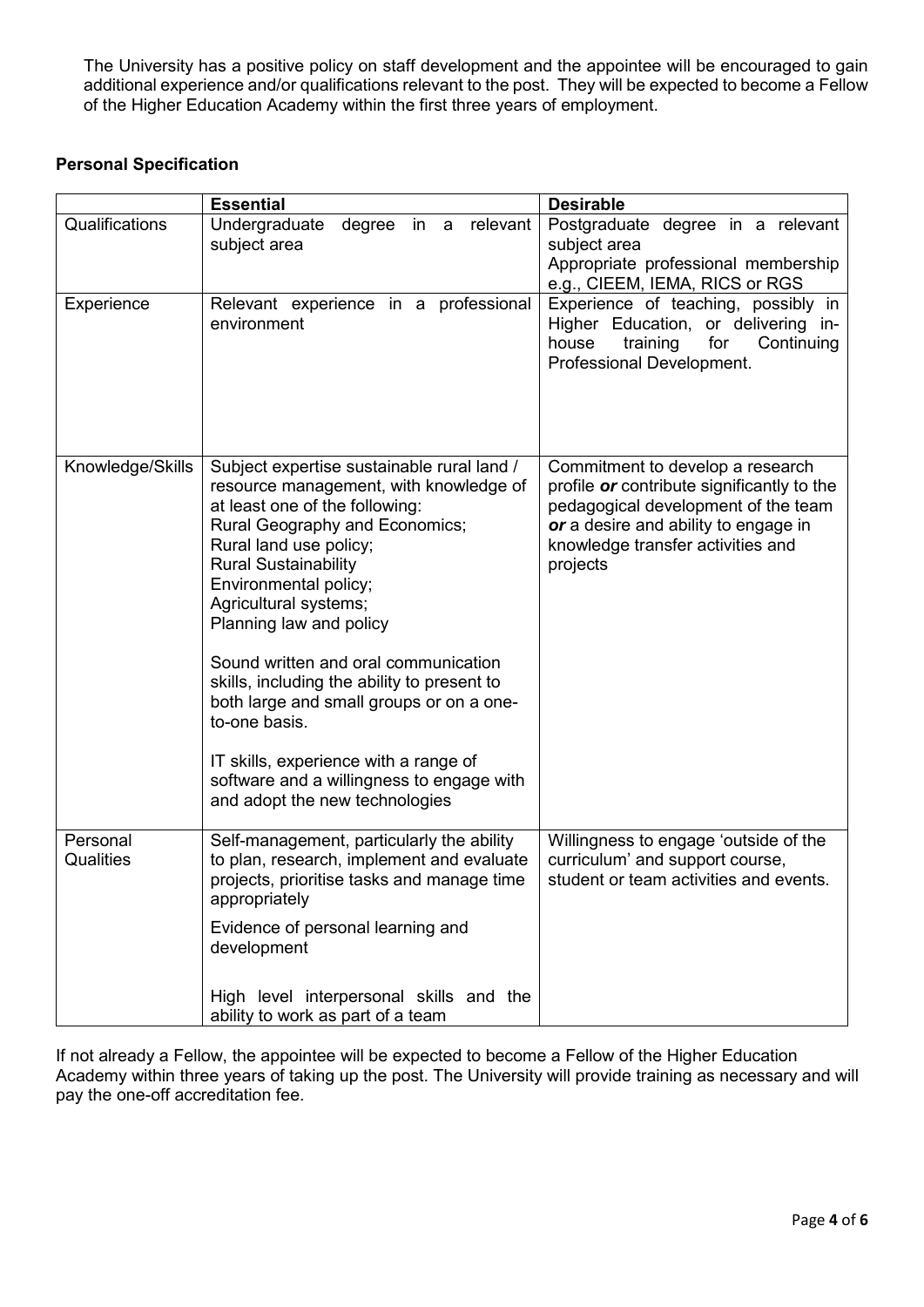The University has a positive policy on staff development and the appointee will be encouraged to gain additional experience and/or qualifications relevant to the post. They will be expected to become a Fellow of the Higher Education Academy within the first three years of employment.

**Personal Specification**

| | **Essential** | **Desirable** |
|---|---|---|
| Qualifications | Undergraduate degree in a relevant subject area | Postgraduate degree in a relevant subject area<br>Appropriate professional membership e.g., CIEEM, IEMA, RICS or RGS |
| Experience | Relevant experience in a professional environment | Experience of teaching, possibly in Higher Education, or delivering in-house training for Continuing Professional Development. |
| Knowledge/Skills | Subject expertise sustainable rural land / resource management, with knowledge of at least one of the following:<br>Rural Geography and Economics;<br>Rural land use policy;<br>Rural Sustainability<br>Environmental policy;<br>Agricultural systems;<br>Planning law and policy<br><br>Sound written and oral communication skills, including the ability to present to both large and small groups or on a one-to-one basis.<br><br>IT skills, experience with a range of software and a willingness to engage with and adopt the new technologies | Commitment to develop a research profile ***or*** contribute significantly to the pedagogical development of the team ***or*** a desire and ability to engage in knowledge transfer activities and projects |
| Personal Qualities | Self-management, particularly the ability to plan, research, implement and evaluate projects, prioritise tasks and manage time appropriately<br><br>Evidence of personal learning and development<br><br>High level interpersonal skills and the ability to work as part of a team | Willingness to engage 'outside of the curriculum' and support course, student or team activities and events. |

If not already a Fellow, the appointee will be expected to become a Fellow of the Higher Education Academy within three years of taking up the post. The University will provide training as necessary and will pay the one-off accreditation fee.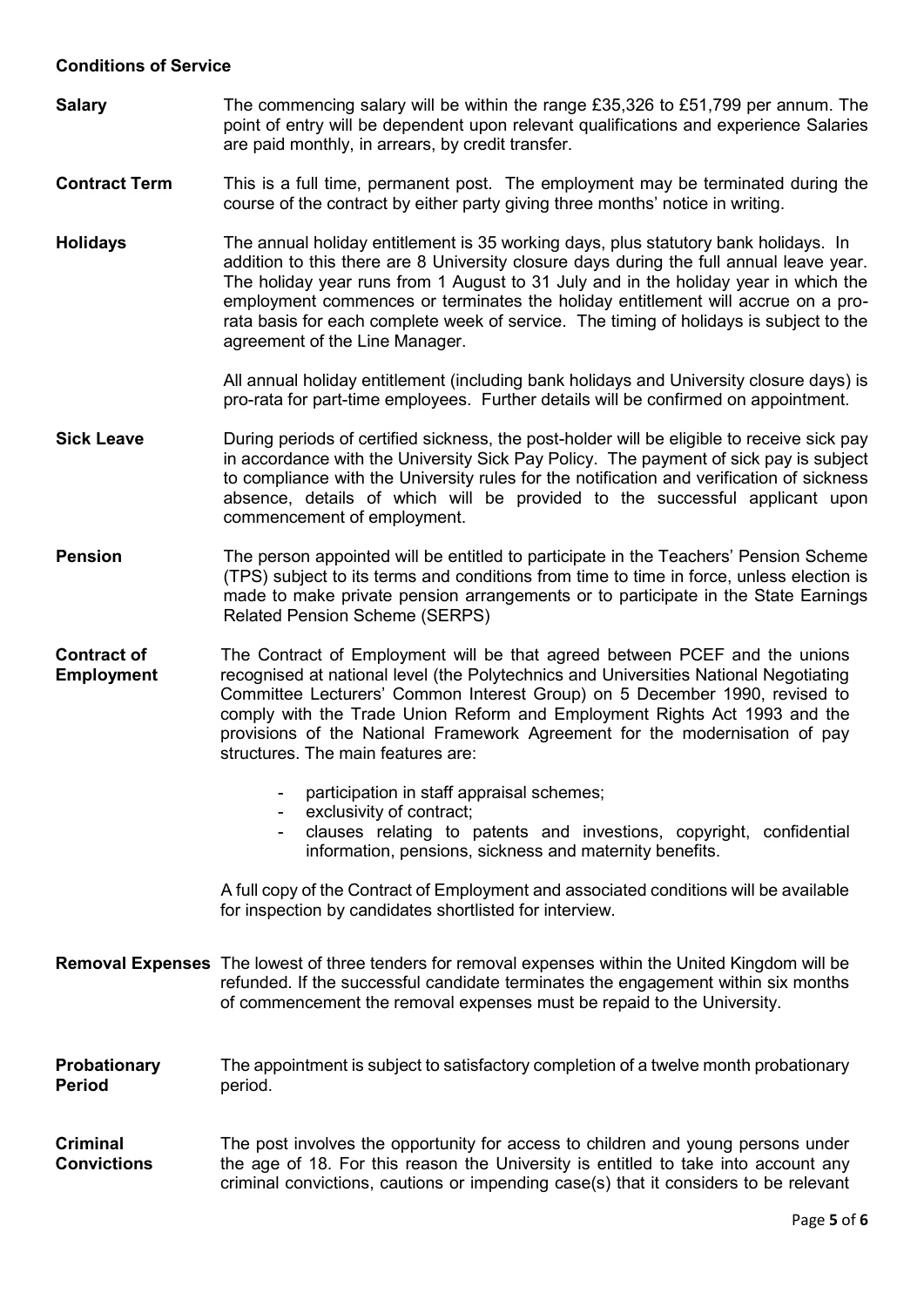## Conditions of Service

**Salary**

The commencing salary will be within the range £35,326 to £51,799 per annum. The point of entry will be dependent upon relevant qualifications and experience Salaries are paid monthly, in arrears, by credit transfer.

**Contract Term**

This is a full time, permanent post. The employment may be terminated during the course of the contract by either party giving three months' notice in writing.

**Holidays**

The annual holiday entitlement is 35 working days, plus statutory bank holidays. In addition to this there are 8 University closure days during the full annual leave year. The holiday year runs from 1 August to 31 July and in the holiday year in which the employment commences or terminates the holiday entitlement will accrue on a pro-rata basis for each complete week of service. The timing of holidays is subject to the agreement of the Line Manager.

All annual holiday entitlement (including bank holidays and University closure days) is pro-rata for part-time employees. Further details will be confirmed on appointment.

**Sick Leave**

During periods of certified sickness, the post-holder will be eligible to receive sick pay in accordance with the University Sick Pay Policy. The payment of sick pay is subject to compliance with the University rules for the notification and verification of sickness absence, details of which will be provided to the successful applicant upon commencement of employment.

**Pension**

The person appointed will be entitled to participate in the Teachers' Pension Scheme (TPS) subject to its terms and conditions from time to time in force, unless election is made to make private pension arrangements or to participate in the State Earnings Related Pension Scheme (SERPS)

**Contract of Employment**

The Contract of Employment will be that agreed between PCEF and the unions recognised at national level (the Polytechnics and Universities National Negotiating Committee Lecturers' Common Interest Group) on 5 December 1990, revised to comply with the Trade Union Reform and Employment Rights Act 1993 and the provisions of the National Framework Agreement for the modernisation of pay structures. The main features are:

- participation in staff appraisal schemes;
- exclusivity of contract;
- clauses relating to patents and investions, copyright, confidential information, pensions, sickness and maternity benefits.

A full copy of the Contract of Employment and associated conditions will be available for inspection by candidates shortlisted for interview.

**Removal Expenses**

The lowest of three tenders for removal expenses within the United Kingdom will be refunded. If the successful candidate terminates the engagement within six months of commencement the removal expenses must be repaid to the University.

**Probationary Period**

The appointment is subject to satisfactory completion of a twelve month probationary period.

**Criminal Convictions**

The post involves the opportunity for access to children and young persons under the age of 18. For this reason the University is entitled to take into account any criminal convictions, cautions or impending case(s) that it considers to be relevant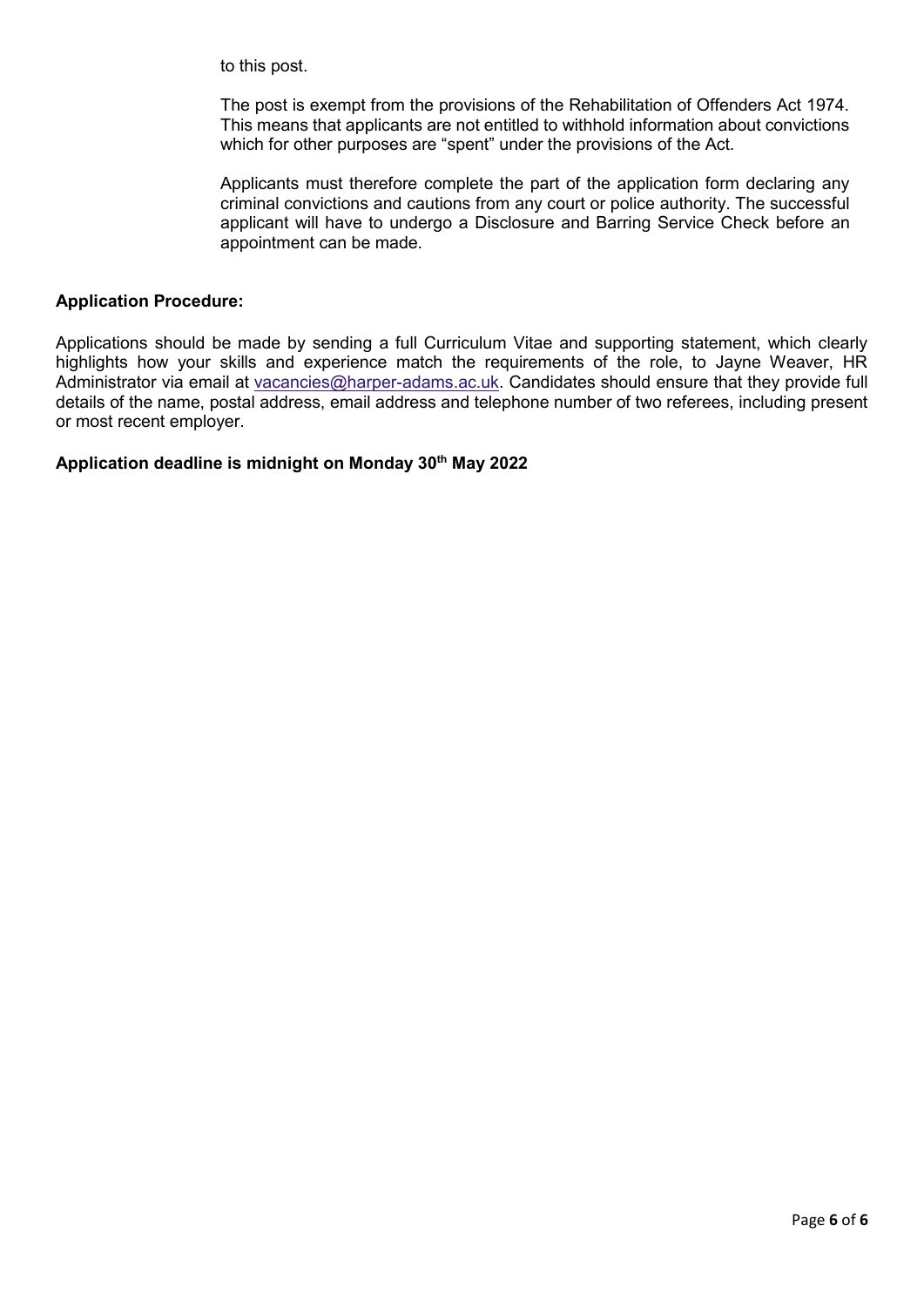to this post.

The post is exempt from the provisions of the Rehabilitation of Offenders Act 1974. This means that applicants are not entitled to withhold information about convictions which for other purposes are "spent" under the provisions of the Act.

Applicants must therefore complete the part of the application form declaring any criminal convictions and cautions from any court or police authority. The successful applicant will have to undergo a Disclosure and Barring Service Check before an appointment can be made.

**Application Procedure:**

Applications should be made by sending a full Curriculum Vitae and supporting statement, which clearly highlights how your skills and experience match the requirements of the role, to Jayne Weaver, HR Administrator via email at vacancies@harper-adams.ac.uk. Candidates should ensure that they provide full details of the name, postal address, email address and telephone number of two referees, including present or most recent employer.

**Application deadline is midnight on Monday 30th May 2022**